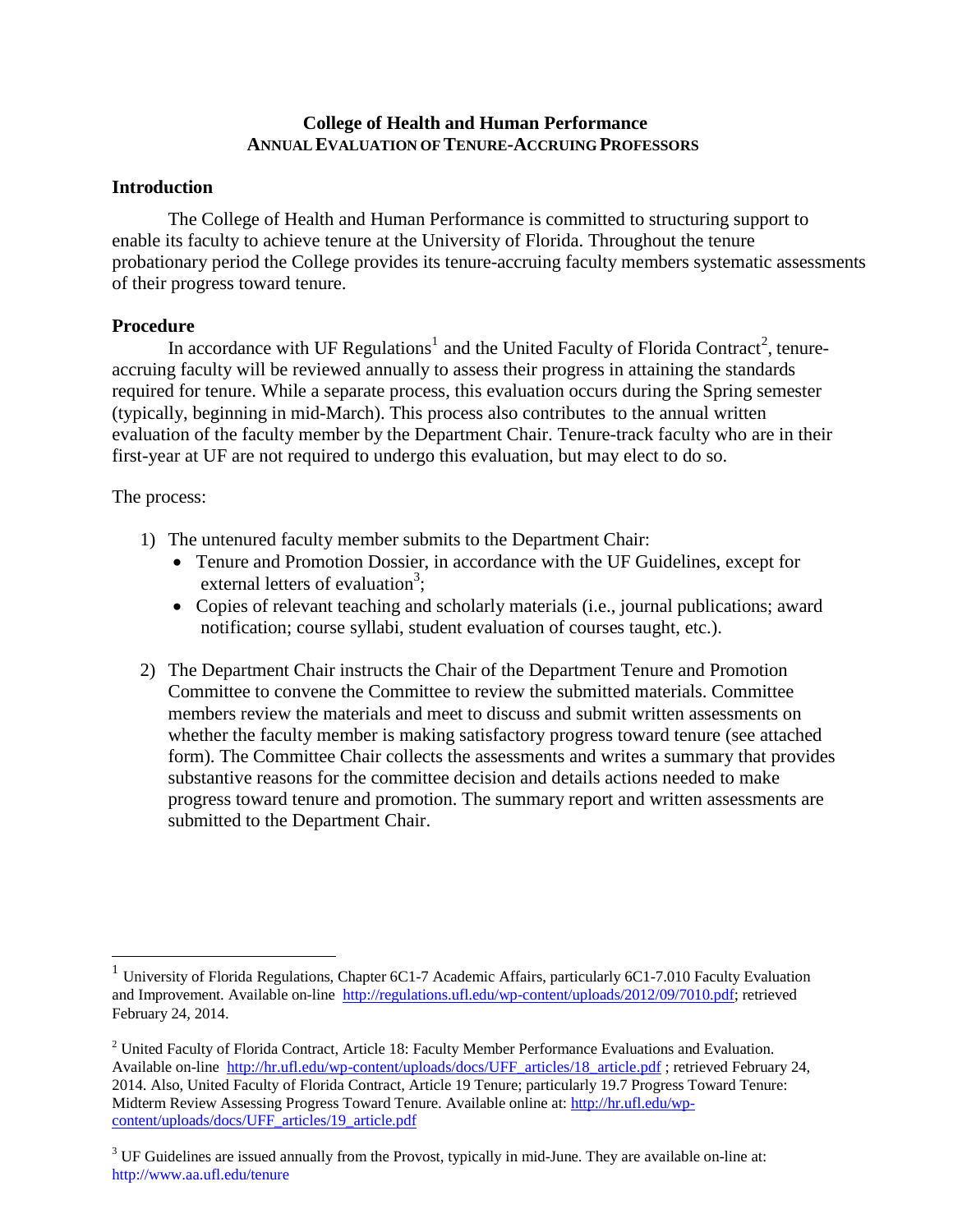# College of Health and Human Performance

## ANNUAL EVALUATION OF TENURE-ACCRUING PROFESSORS

### Introduction

The College of Health and Human Performance is committed to structuring support to enable its faculty to achieve tenure at the University of Florida. Throughout the tenure probationary period the College provides its tenure-accruing faculty members systematic assessments of their progress toward tenure.

### Procedure

In accordance with UF Regulations[1] and the United Faculty of Florida Contract[2], tenure-accruing faculty will be reviewed annually to assess their progress in attaining the standards required for tenure. While a separate process, this evaluation occurs during the Spring semester (typically, beginning in mid-March). This process also contributes to the annual written evaluation of the faculty member by the Department Chair. Tenure-track faculty who are in their first-year at UF are not required to undergo this evaluation, but may elect to do so.

The process:

1) The untenured faculty member submits to the Department Chair:
   - Tenure and Promotion Dossier, in accordance with the UF Guidelines, except for external letters of evaluation[3];
   - Copies of relevant teaching and scholarly materials (i.e., journal publications; award notification; course syllabi, student evaluation of courses taught, etc.).

2) The Department Chair instructs the Chair of the Department Tenure and Promotion Committee to convene the Committee to review the submitted materials. Committee members review the materials and meet to discuss and submit written assessments on whether the faculty member is making satisfactory progress toward tenure (see attached form). The Committee Chair collects the assessments and writes a summary that provides substantive reasons for the committee decision and details actions needed to make progress toward tenure and promotion. The summary report and written assessments are submitted to the Department Chair.

---

[1] University of Florida Regulations, Chapter 6C1-7 Academic Affairs, particularly 6C1-7.010 Faculty Evaluation and Improvement. Available on-line http://regulations.ufl.edu/wp-content/uploads/2012/09/7010.pdf; retrieved February 24, 2014.

[2] United Faculty of Florida Contract, Article 18: Faculty Member Performance Evaluations and Evaluation. Available on-line http://hr.ufl.edu/wp-content/uploads/docs/UFF_articles/18_article.pdf ; retrieved February 24, 2014. Also, United Faculty of Florida Contract, Article 19 Tenure; particularly 19.7 Progress Toward Tenure: Midterm Review Assessing Progress Toward Tenure. Available online at: http://hr.ufl.edu/wp-content/uploads/docs/UFF_articles/19_article.pdf

[3] UF Guidelines are issued annually from the Provost, typically in mid-June. They are available on-line at: http://www.aa.ufl.edu/tenure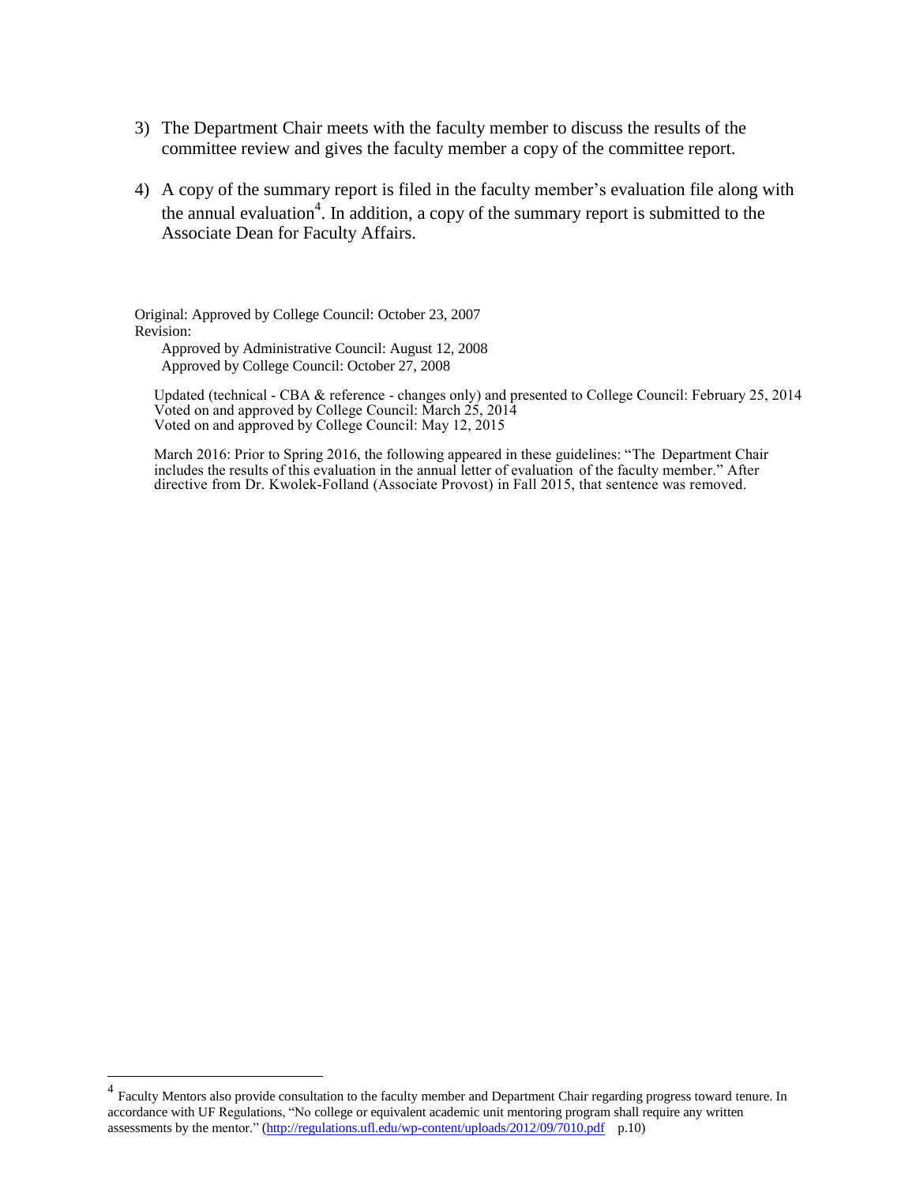3) The Department Chair meets with the faculty member to discuss the results of the committee review and gives the faculty member a copy of the committee report.

4) A copy of the summary report is filed in the faculty member's evaluation file along with the annual evaluation[4]. In addition, a copy of the summary report is submitted to the Associate Dean for Faculty Affairs.

Original: Approved by College Council: October 23, 2007
Revision:
Approved by Administrative Council: August 12, 2008
Approved by College Council: October 27, 2008

Updated (technical - CBA & reference - changes only) and presented to College Council: February 25, 2014
Voted on and approved by College Council: March 25, 2014
Voted on and approved by College Council: May 12, 2015

March 2016: Prior to Spring 2016, the following appeared in these guidelines: "The Department Chair includes the results of this evaluation in the annual letter of evaluation of the faculty member." After directive from Dr. Kwolek-Folland (Associate Provost) in Fall 2015, that sentence was removed.

---

[4] Faculty Mentors also provide consultation to the faculty member and Department Chair regarding progress toward tenure. In accordance with UF Regulations, "No college or equivalent academic unit mentoring program shall require any written assessments by the mentor." (http://regulations.ufl.edu/wp-content/uploads/2012/09/7010.pdf p.10)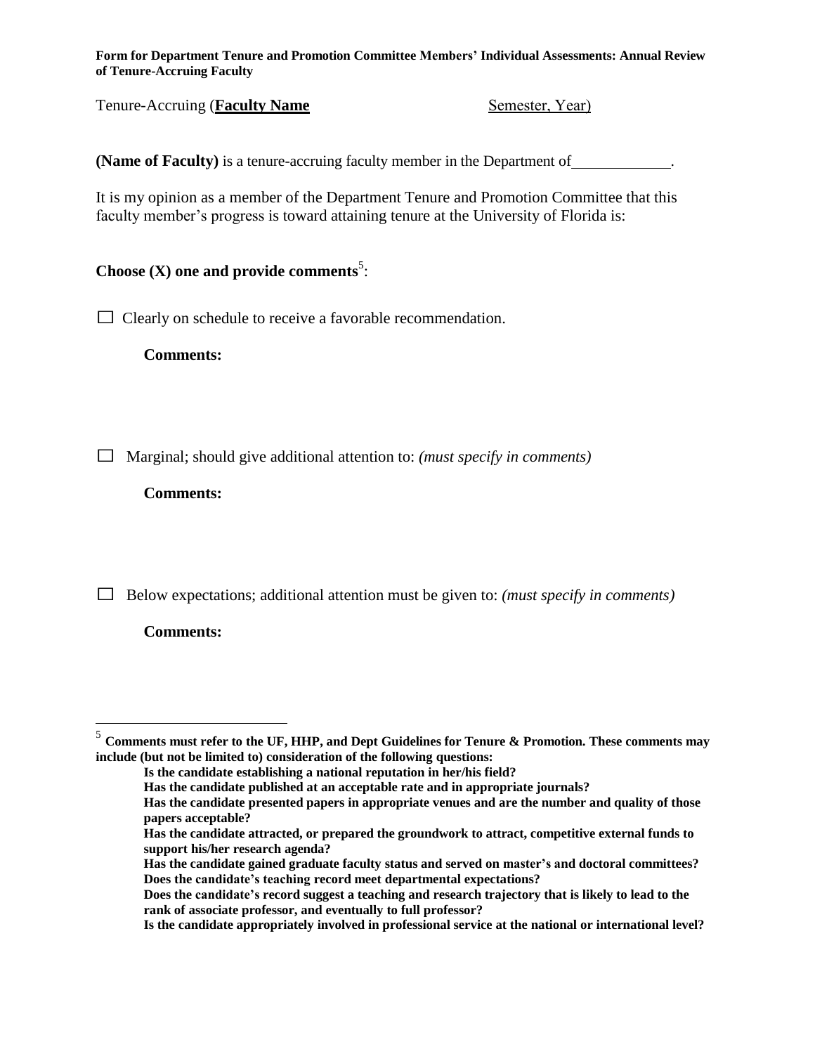**Form for Department Tenure and Promotion Committee Members' Individual Assessments: Annual Review of Tenure-Accruing Faculty**

Tenure-Accruing (**Faculty Name** Semester, Year)

**(Name of Faculty)** is a tenure-accruing faculty member in the Department of ____________.

It is my opinion as a member of the Department Tenure and Promotion Committee that this faculty member's progress is toward attaining tenure at the University of Florida is:

**Choose (X) one and provide comments**[5]:

☐ Clearly on schedule to receive a favorable recommendation.

**Comments:**

☐ Marginal; should give additional attention to: *(must specify in comments)*

**Comments:**

☐ Below expectations; additional attention must be given to: *(must specify in comments)*

**Comments:**

---

[5] **Comments must refer to the UF, HHP, and Dept Guidelines for Tenure & Promotion. These comments may include (but not be limited to) consideration of the following questions:**

**Is the candidate establishing a national reputation in her/his field?**
**Has the candidate published at an acceptable rate and in appropriate journals?**
**Has the candidate presented papers in appropriate venues and are the number and quality of those papers acceptable?**
**Has the candidate attracted, or prepared the groundwork to attract, competitive external funds to support his/her research agenda?**
**Has the candidate gained graduate faculty status and served on master's and doctoral committees?**
**Does the candidate's teaching record meet departmental expectations?**
**Does the candidate's record suggest a teaching and research trajectory that is likely to lead to the rank of associate professor, and eventually to full professor?**
**Is the candidate appropriately involved in professional service at the national or international level?**